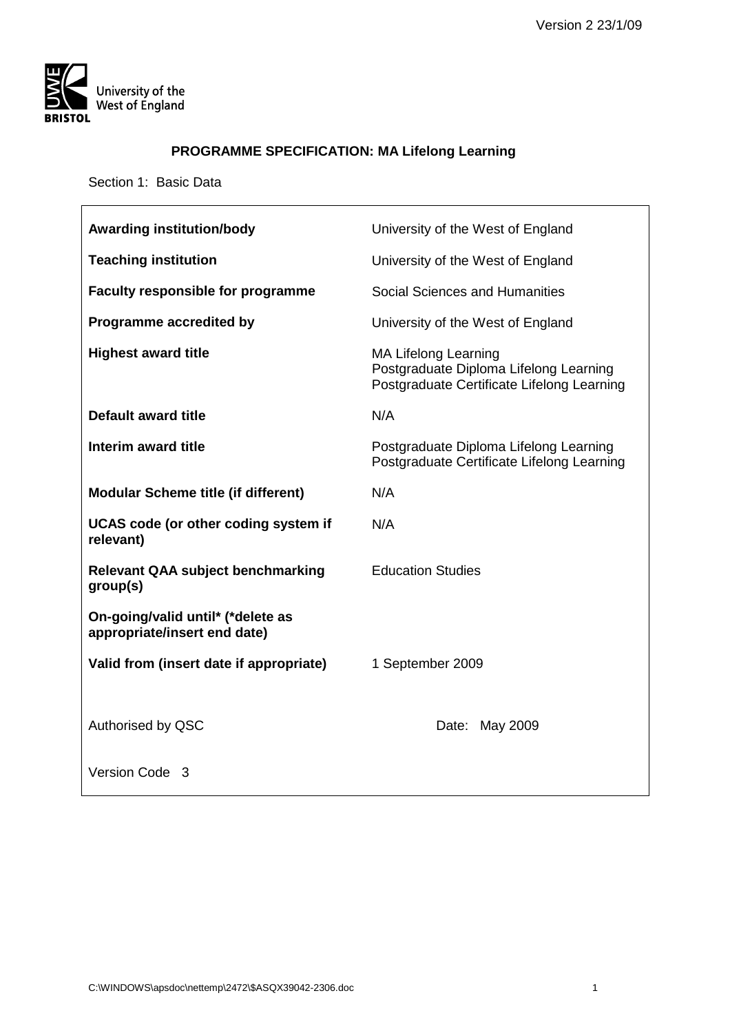# PROGRAMME SPECIFICATION: MA Lifelong Learning

Section 1: Basic Data

| | |
|---|---|
| **Awarding institution/body** | University of the West of England |
| **Teaching institution** | University of the West of England |
| **Faculty responsible for programme** | Social Sciences and Humanities |
| **Programme accredited by** | University of the West of England |
| **Highest award title** | MA Lifelong Learning<br>Postgraduate Diploma Lifelong Learning<br>Postgraduate Certificate Lifelong Learning |
| **Default award title** | N/A |
| **Interim award title** | Postgraduate Diploma Lifelong Learning<br>Postgraduate Certificate Lifelong Learning |
| **Modular Scheme title (if different)** | N/A |
| **UCAS code (or other coding system if relevant)** | N/A |
| **Relevant QAA subject benchmarking group(s)** | Education Studies |
| **On-going/valid until* (*delete as appropriate/insert end date)** | |
| **Valid from (insert date if appropriate)** | 1 September 2009 |
| Authorised by QSC | Date: May 2009 |
| Version Code 3 | |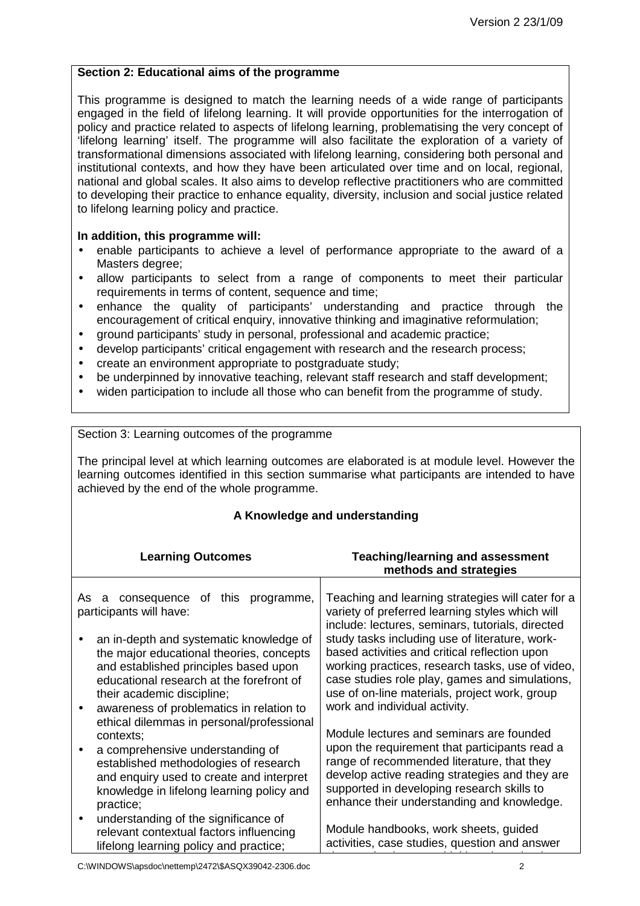**Section 2: Educational aims of the programme**

This programme is designed to match the learning needs of a wide range of participants engaged in the field of lifelong learning. It will provide opportunities for the interrogation of policy and practice related to aspects of lifelong learning, problematising the very concept of 'lifelong learning' itself. The programme will also facilitate the exploration of a variety of transformational dimensions associated with lifelong learning, considering both personal and institutional contexts, and how they have been articulated over time and on local, regional, national and global scales. It also aims to develop reflective practitioners who are committed to developing their practice to enhance equality, diversity, inclusion and social justice related to lifelong learning policy and practice.

**In addition, this programme will:**

- enable participants to achieve a level of performance appropriate to the award of a Masters degree;
- allow participants to select from a range of components to meet their particular requirements in terms of content, sequence and time;
- enhance the quality of participants' understanding and practice through the encouragement of critical enquiry, innovative thinking and imaginative reformulation;
- ground participants' study in personal, professional and academic practice;
- develop participants' critical engagement with research and the research process;
- create an environment appropriate to postgraduate study;
- be underpinned by innovative teaching, relevant staff research and staff development;
- widen participation to include all those who can benefit from the programme of study.

Section 3: Learning outcomes of the programme

The principal level at which learning outcomes are elaborated is at module level. However the learning outcomes identified in this section summarise what participants are intended to have achieved by the end of the whole programme.

**A Knowledge and understanding**

| **Learning Outcomes** | **Teaching/learning and assessment methods and strategies** |
|---|---|
| As a consequence of this programme, participants will have:<br><br>• an in-depth and systematic knowledge of the major educational theories, concepts and established principles based upon educational research at the forefront of their academic discipline;<br>• awareness of problematics in relation to ethical dilemmas in personal/professional contexts;<br>• a comprehensive understanding of established methodologies of research and enquiry used to create and interpret knowledge in lifelong learning policy and practice;<br>• understanding of the significance of relevant contextual factors influencing lifelong learning policy and practice; | Teaching and learning strategies will cater for a variety of preferred learning styles which will include: lectures, seminars, tutorials, directed study tasks including use of literature, work-based activities and critical reflection upon working practices, research tasks, use of video, case studies role play, games and simulations, use of on-line materials, project work, group work and individual activity.<br><br>Module lectures and seminars are founded upon the requirement that participants read a range of recommended literature, that they develop active reading strategies and they are supported in developing research skills to enhance their understanding and knowledge.<br><br>Module handbooks, work sheets, guided activities, case studies, question and answer |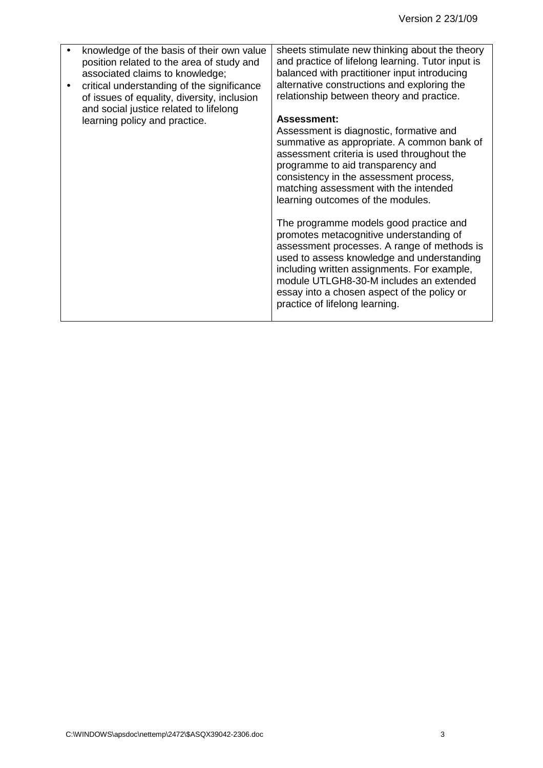| | |
|---|---|
| • knowledge of the basis of their own value position related to the area of study and associated claims to knowledge;<br>• critical understanding of the significance of issues of equality, diversity, inclusion and social justice related to lifelong learning policy and practice. | sheets stimulate new thinking about the theory and practice of lifelong learning. Tutor input is balanced with practitioner input introducing alternative constructions and exploring the relationship between theory and practice.<br><br>**Assessment:**<br>Assessment is diagnostic, formative and summative as appropriate. A common bank of assessment criteria is used throughout the programme to aid transparency and consistency in the assessment process, matching assessment with the intended learning outcomes of the modules.<br><br>The programme models good practice and promotes metacognitive understanding of assessment processes. A range of methods is used to assess knowledge and understanding including written assignments. For example, module UTLGH8-30-M includes an extended essay into a chosen aspect of the policy or practice of lifelong learning. |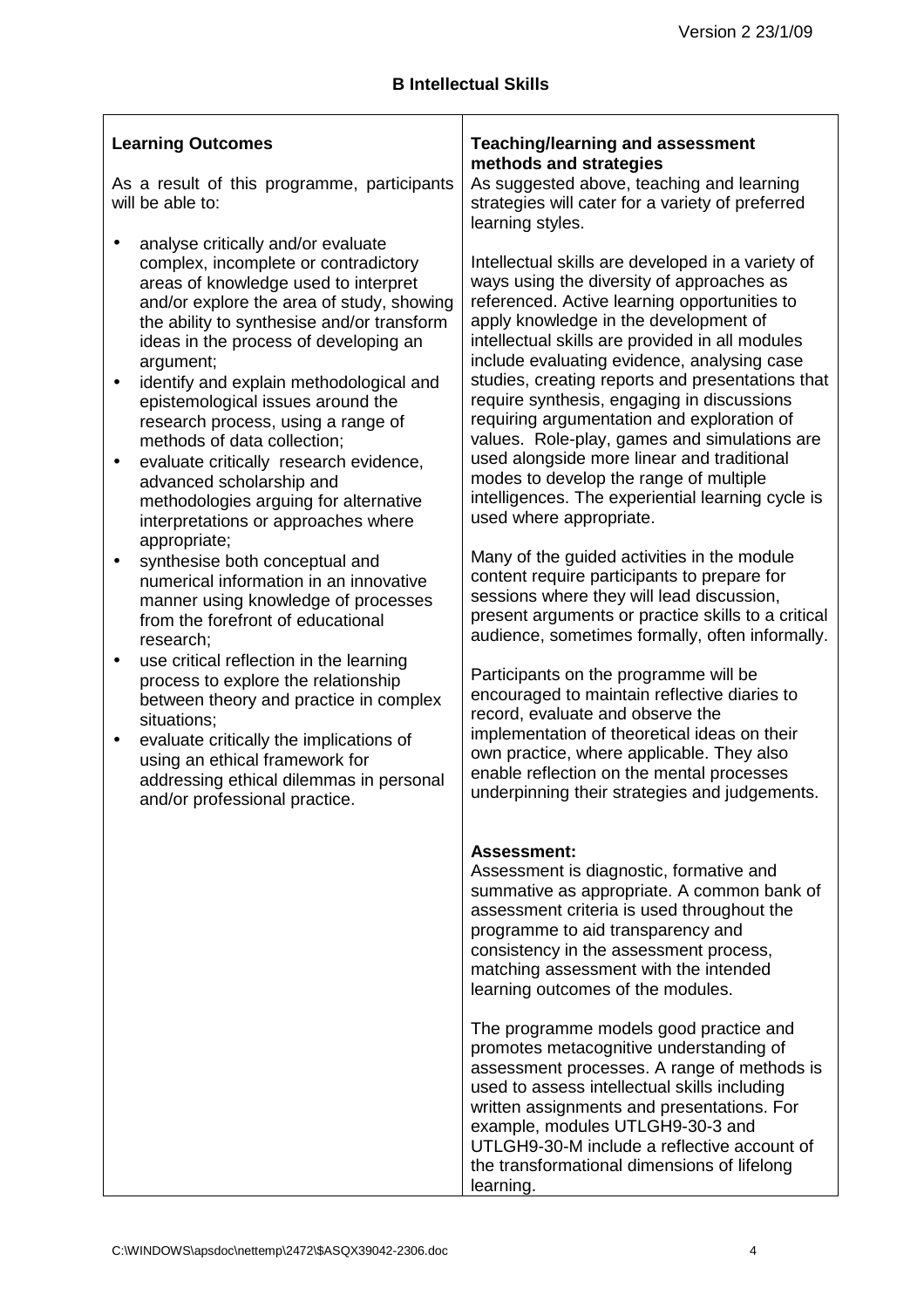### B Intellectual Skills

| **Learning Outcomes** | **Teaching/learning and assessment methods and strategies** |
| --- | --- |
| As a result of this programme, participants will be able to:<br><br>• analyse critically and/or evaluate complex, incomplete or contradictory areas of knowledge used to interpret and/or explore the area of study, showing the ability to synthesise and/or transform ideas in the process of developing an argument;<br>• identify and explain methodological and epistemological issues around the research process, using a range of methods of data collection;<br>• evaluate critically research evidence, advanced scholarship and methodologies arguing for alternative interpretations or approaches where appropriate;<br>• synthesise both conceptual and numerical information in an innovative manner using knowledge of processes from the forefront of educational research;<br>• use critical reflection in the learning process to explore the relationship between theory and practice in complex situations;<br>• evaluate critically the implications of using an ethical framework for addressing ethical dilemmas in personal and/or professional practice. | As suggested above, teaching and learning strategies will cater for a variety of preferred learning styles.<br><br>Intellectual skills are developed in a variety of ways using the diversity of approaches as referenced. Active learning opportunities to apply knowledge in the development of intellectual skills are provided in all modules include evaluating evidence, analysing case studies, creating reports and presentations that require synthesis, engaging in discussions requiring argumentation and exploration of values. Role-play, games and simulations are used alongside more linear and traditional modes to develop the range of multiple intelligences. The experiential learning cycle is used where appropriate.<br><br>Many of the guided activities in the module content require participants to prepare for sessions where they will lead discussion, present arguments or practice skills to a critical audience, sometimes formally, often informally.<br><br>Participants on the programme will be encouraged to maintain reflective diaries to record, evaluate and observe the implementation of theoretical ideas on their own practice, where applicable. They also enable reflection on the mental processes underpinning their strategies and judgements.<br><br>**Assessment:**<br>Assessment is diagnostic, formative and summative as appropriate. A common bank of assessment criteria is used throughout the programme to aid transparency and consistency in the assessment process, matching assessment with the intended learning outcomes of the modules.<br><br>The programme models good practice and promotes metacognitive understanding of assessment processes. A range of methods is used to assess intellectual skills including written assignments and presentations. For example, modules UTLGH9-30-3 and UTLGH9-30-M include a reflective account of the transformational dimensions of lifelong learning. |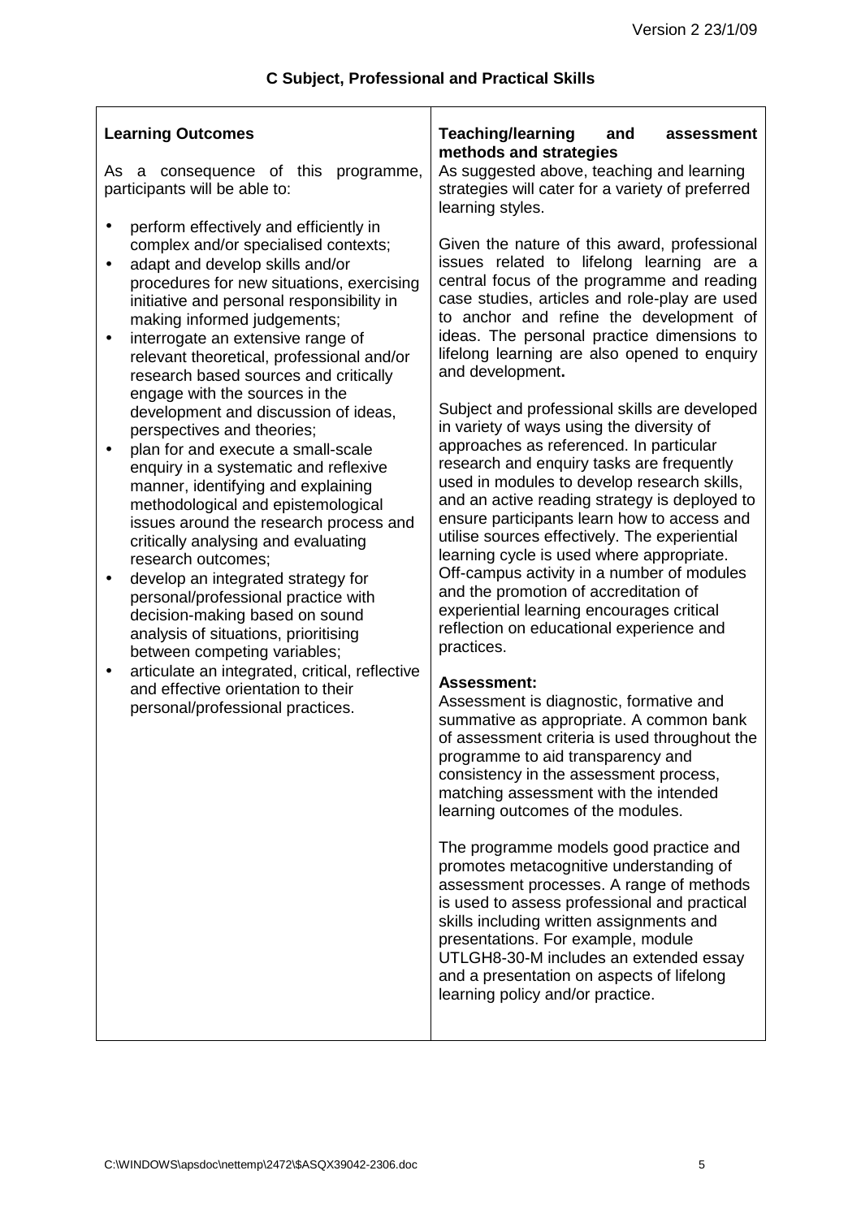### C Subject, Professional and Practical Skills

| Learning Outcomes | Teaching/learning and assessment methods and strategies |
|---|---|
| As a consequence of this programme, participants will be able to:<br><br>• perform effectively and efficiently in complex and/or specialised contexts;<br>• adapt and develop skills and/or procedures for new situations, exercising initiative and personal responsibility in making informed judgements;<br>• interrogate an extensive range of relevant theoretical, professional and/or research based sources and critically engage with the sources in the development and discussion of ideas, perspectives and theories;<br>• plan for and execute a small-scale enquiry in a systematic and reflexive manner, identifying and explaining methodological and epistemological issues around the research process and critically analysing and evaluating research outcomes;<br>• develop an integrated strategy for personal/professional practice with decision-making based on sound analysis of situations, prioritising between competing variables;<br>• articulate an integrated, critical, reflective and effective orientation to their personal/professional practices. | As suggested above, teaching and learning strategies will cater for a variety of preferred learning styles.<br><br>Given the nature of this award, professional issues related to lifelong learning are a central focus of the programme and reading case studies, articles and role-play are used to anchor and refine the development of ideas. The personal practice dimensions to lifelong learning are also opened to enquiry and development.<br><br>Subject and professional skills are developed in variety of ways using the diversity of approaches as referenced. In particular research and enquiry tasks are frequently used in modules to develop research skills, and an active reading strategy is deployed to ensure participants learn how to access and utilise sources effectively. The experiential learning cycle is used where appropriate. Off-campus activity in a number of modules and the promotion of accreditation of experiential learning encourages critical reflection on educational experience and practices.<br><br>**Assessment:**<br>Assessment is diagnostic, formative and summative as appropriate. A common bank of assessment criteria is used throughout the programme to aid transparency and consistency in the assessment process, matching assessment with the intended learning outcomes of the modules.<br><br>The programme models good practice and promotes metacognitive understanding of assessment processes. A range of methods is used to assess professional and practical skills including written assignments and presentations. For example, module UTLGH8-30-M includes an extended essay and a presentation on aspects of lifelong learning policy and/or practice. |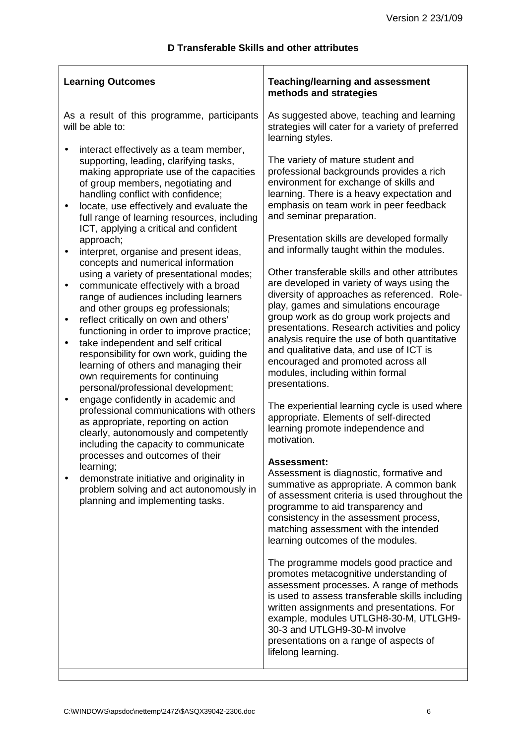## D Transferable Skills and other attributes

| Learning Outcomes | Teaching/learning and assessment methods and strategies |
| --- | --- |
| As a result of this programme, participants will be able to:<br><br>• interact effectively as a team member, supporting, leading, clarifying tasks, making appropriate use of the capacities of group members, negotiating and handling conflict with confidence;<br>• locate, use effectively and evaluate the full range of learning resources, including ICT, applying a critical and confident approach;<br>• interpret, organise and present ideas, concepts and numerical information using a variety of presentational modes;<br>• communicate effectively with a broad range of audiences including learners and other groups eg professionals;<br>• reflect critically on own and others' functioning in order to improve practice;<br>• take independent and self critical responsibility for own work, guiding the learning of others and managing their own requirements for continuing personal/professional development;<br>• engage confidently in academic and professional communications with others as appropriate, reporting on action clearly, autonomously and competently including the capacity to communicate processes and outcomes of their learning;<br>• demonstrate initiative and originality in problem solving and act autonomously in planning and implementing tasks. | As suggested above, teaching and learning strategies will cater for a variety of preferred learning styles.<br><br>The variety of mature student and professional backgrounds provides a rich environment for exchange of skills and learning. There is a heavy expectation and emphasis on team work in peer feedback and seminar preparation.<br><br>Presentation skills are developed formally and informally taught within the modules.<br><br>Other transferable skills and other attributes are developed in variety of ways using the diversity of approaches as referenced. Role-play, games and simulations encourage group work as do group work projects and presentations. Research activities and policy analysis require the use of both quantitative and qualitative data, and use of ICT is encouraged and promoted across all modules, including within formal presentations.<br><br>The experiential learning cycle is used where appropriate. Elements of self-directed learning promote independence and motivation.<br><br>**Assessment:**<br>Assessment is diagnostic, formative and summative as appropriate. A common bank of assessment criteria is used throughout the programme to aid transparency and consistency in the assessment process, matching assessment with the intended learning outcomes of the modules.<br><br>The programme models good practice and promotes metacognitive understanding of assessment processes. A range of methods is used to assess transferable skills including written assignments and presentations. For example, modules UTLGH8-30-M, UTLGH9-30-3 and UTLGH9-30-M involve presentations on a range of aspects of lifelong learning. |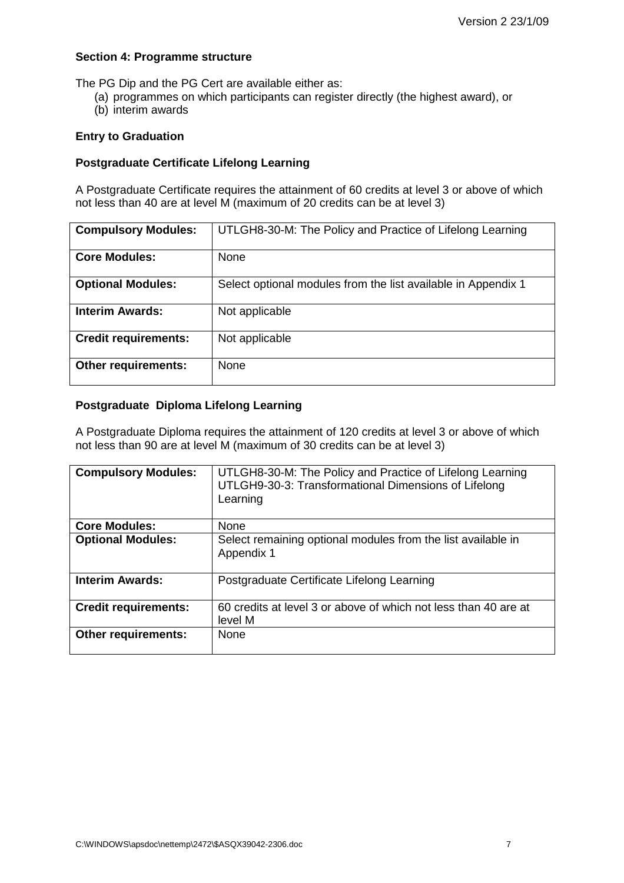**Section 4: Programme structure**

The PG Dip and the PG Cert are available either as:

(a) programmes on which participants can register directly (the highest award), or
(b) interim awards

**Entry to Graduation**

**Postgraduate Certificate Lifelong Learning**

A Postgraduate Certificate requires the attainment of 60 credits at level 3 or above of which not less than 40 are at level M (maximum of 20 credits can be at level 3)

| | |
|---|---|
| **Compulsory Modules:** | UTLGH8-30-M: The Policy and Practice of Lifelong Learning |
| **Core Modules:** | None |
| **Optional Modules:** | Select optional modules from the list available in Appendix 1 |
| **Interim Awards:** | Not applicable |
| **Credit requirements:** | Not applicable |
| **Other requirements:** | None |

**Postgraduate Diploma Lifelong Learning**

A Postgraduate Diploma requires the attainment of 120 credits at level 3 or above of which not less than 90 are at level M (maximum of 30 credits can be at level 3)

| | |
|---|---|
| **Compulsory Modules:** | UTLGH8-30-M: The Policy and Practice of Lifelong Learning<br>UTLGH9-30-3: Transformational Dimensions of Lifelong Learning |
| **Core Modules:** | None |
| **Optional Modules:** | Select remaining optional modules from the list available in Appendix 1 |
| **Interim Awards:** | Postgraduate Certificate Lifelong Learning |
| **Credit requirements:** | 60 credits at level 3 or above of which not less than 40 are at level M |
| **Other requirements:** | None |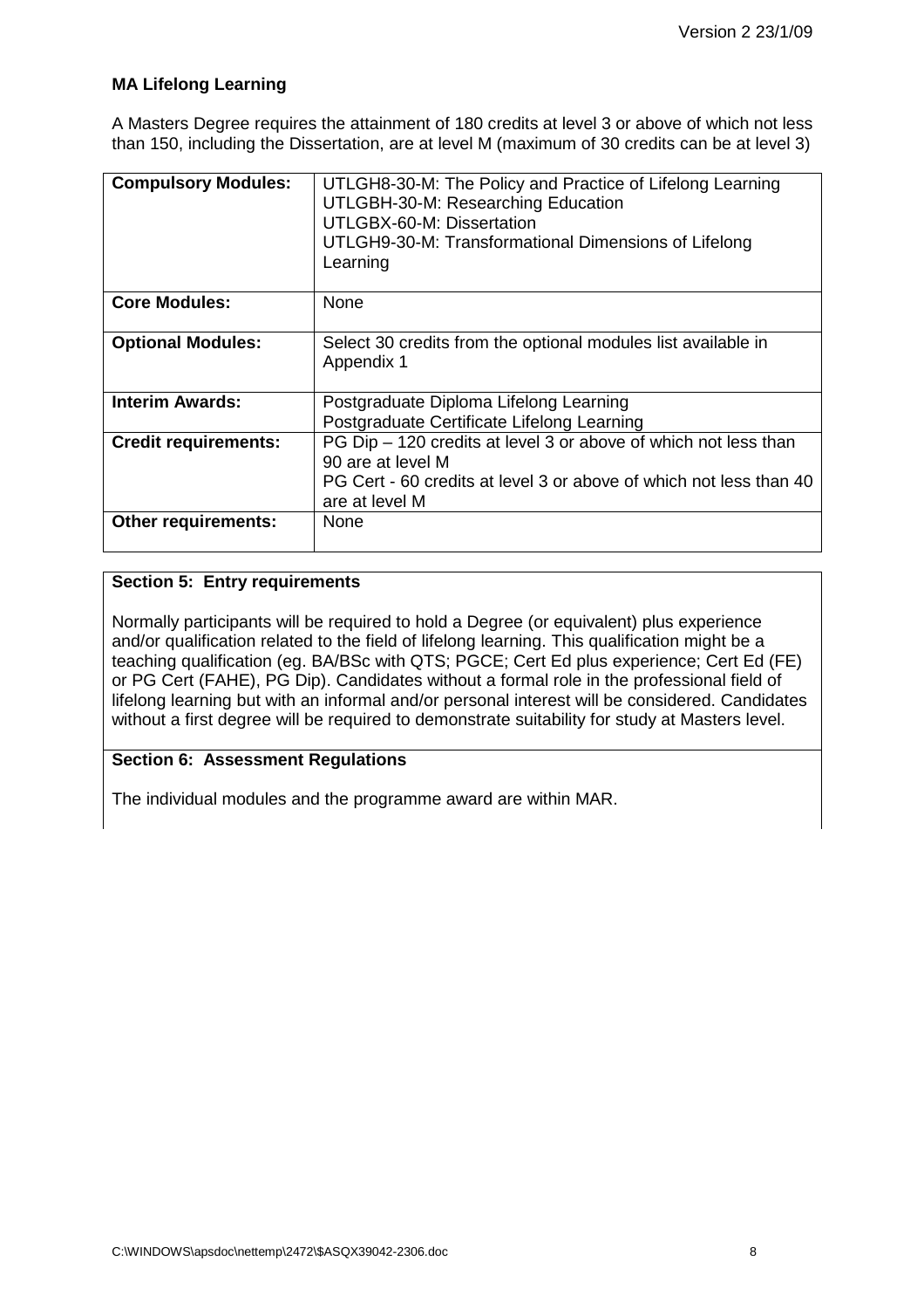**MA Lifelong Learning**

A Masters Degree requires the attainment of 180 credits at level 3 or above of which not less than 150, including the Dissertation, are at level M (maximum of 30 credits can be at level 3)

| | |
|---|---|
| **Compulsory Modules:** | UTLGH8-30-M: The Policy and Practice of Lifelong Learning<br>UTLGBH-30-M: Researching Education<br>UTLGBX-60-M: Dissertation<br>UTLGH9-30-M: Transformational Dimensions of Lifelong Learning |
| **Core Modules:** | None |
| **Optional Modules:** | Select 30 credits from the optional modules list available in Appendix 1 |
| **Interim Awards:** | Postgraduate Diploma Lifelong Learning<br>Postgraduate Certificate Lifelong Learning |
| **Credit requirements:** | PG Dip – 120 credits at level 3 or above of which not less than 90 are at level M<br>PG Cert - 60 credits at level 3 or above of which not less than 40 are at level M |
| **Other requirements:** | None |

**Section 5: Entry requirements**

Normally participants will be required to hold a Degree (or equivalent) plus experience and/or qualification related to the field of lifelong learning. This qualification might be a teaching qualification (eg. BA/BSc with QTS; PGCE; Cert Ed plus experience; Cert Ed (FE) or PG Cert (FAHE), PG Dip). Candidates without a formal role in the professional field of lifelong learning but with an informal and/or personal interest will be considered. Candidates without a first degree will be required to demonstrate suitability for study at Masters level.

**Section 6: Assessment Regulations**

The individual modules and the programme award are within MAR.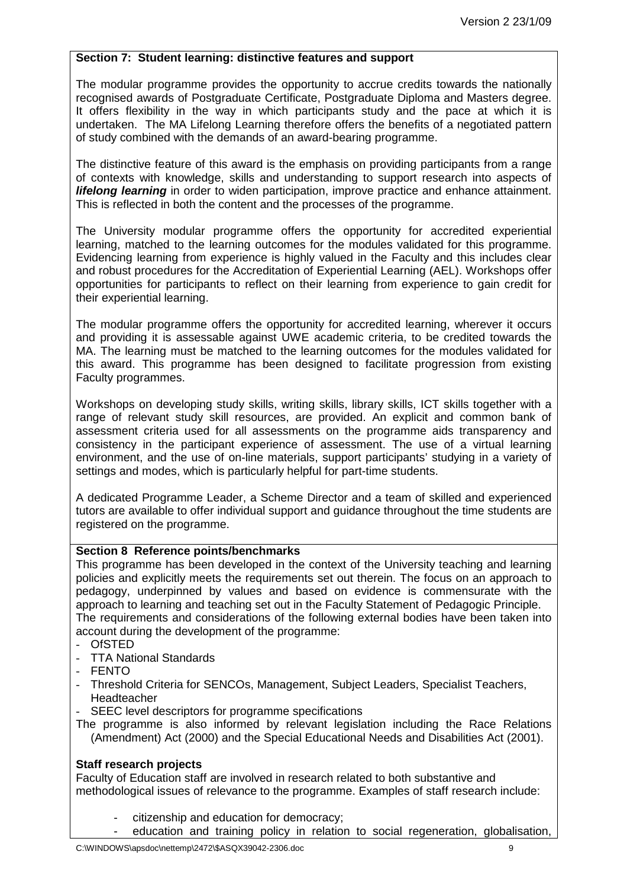## Section 7: Student learning: distinctive features and support

The modular programme provides the opportunity to accrue credits towards the nationally recognised awards of Postgraduate Certificate, Postgraduate Diploma and Masters degree. It offers flexibility in the way in which participants study and the pace at which it is undertaken. The MA Lifelong Learning therefore offers the benefits of a negotiated pattern of study combined with the demands of an award-bearing programme.

The distinctive feature of this award is the emphasis on providing participants from a range of contexts with knowledge, skills and understanding to support research into aspects of ***lifelong learning*** in order to widen participation, improve practice and enhance attainment. This is reflected in both the content and the processes of the programme.

The University modular programme offers the opportunity for accredited experiential learning, matched to the learning outcomes for the modules validated for this programme. Evidencing learning from experience is highly valued in the Faculty and this includes clear and robust procedures for the Accreditation of Experiential Learning (AEL). Workshops offer opportunities for participants to reflect on their learning from experience to gain credit for their experiential learning.

The modular programme offers the opportunity for accredited learning, wherever it occurs and providing it is assessable against UWE academic criteria, to be credited towards the MA. The learning must be matched to the learning outcomes for the modules validated for this award. This programme has been designed to facilitate progression from existing Faculty programmes.

Workshops on developing study skills, writing skills, library skills, ICT skills together with a range of relevant study skill resources, are provided. An explicit and common bank of assessment criteria used for all assessments on the programme aids transparency and consistency in the participant experience of assessment. The use of a virtual learning environment, and the use of on-line materials, support participants' studying in a variety of settings and modes, which is particularly helpful for part-time students.

A dedicated Programme Leader, a Scheme Director and a team of skilled and experienced tutors are available to offer individual support and guidance throughout the time students are registered on the programme.

## Section 8 Reference points/benchmarks

This programme has been developed in the context of the University teaching and learning policies and explicitly meets the requirements set out therein. The focus on an approach to pedagogy, underpinned by values and based on evidence is commensurate with the approach to learning and teaching set out in the Faculty Statement of Pedagogic Principle.
The requirements and considerations of the following external bodies have been taken into account during the development of the programme:

- OfSTED
- TTA National Standards
- FENTO
- Threshold Criteria for SENCOs, Management, Subject Leaders, Specialist Teachers, Headteacher
- SEEC level descriptors for programme specifications

The programme is also informed by relevant legislation including the Race Relations (Amendment) Act (2000) and the Special Educational Needs and Disabilities Act (2001).

### Staff research projects

Faculty of Education staff are involved in research related to both substantive and methodological issues of relevance to the programme. Examples of staff research include:

- citizenship and education for democracy;
- education and training policy in relation to social regeneration, globalisation,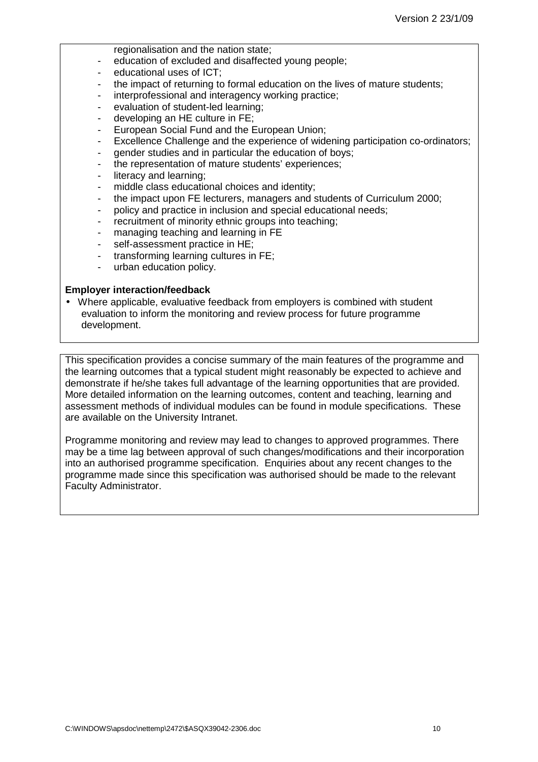regionalisation and the nation state;

- education of excluded and disaffected young people;
- educational uses of ICT;
- the impact of returning to formal education on the lives of mature students;
- interprofessional and interagency working practice;
- evaluation of student-led learning;
- developing an HE culture in FE;
- European Social Fund and the European Union;
- Excellence Challenge and the experience of widening participation co-ordinators;
- gender studies and in particular the education of boys;
- the representation of mature students' experiences;
- literacy and learning;
- middle class educational choices and identity;
- the impact upon FE lecturers, managers and students of Curriculum 2000;
- policy and practice in inclusion and special educational needs;
- recruitment of minority ethnic groups into teaching;
- managing teaching and learning in FE
- self-assessment practice in HE;
- transforming learning cultures in FE;
- urban education policy.

**Employer interaction/feedback**

- Where applicable, evaluative feedback from employers is combined with student evaluation to inform the monitoring and review process for future programme development.

This specification provides a concise summary of the main features of the programme and the learning outcomes that a typical student might reasonably be expected to achieve and demonstrate if he/she takes full advantage of the learning opportunities that are provided. More detailed information on the learning outcomes, content and teaching, learning and assessment methods of individual modules can be found in module specifications. These are available on the University Intranet.

Programme monitoring and review may lead to changes to approved programmes. There may be a time lag between approval of such changes/modifications and their incorporation into an authorised programme specification. Enquiries about any recent changes to the programme made since this specification was authorised should be made to the relevant Faculty Administrator.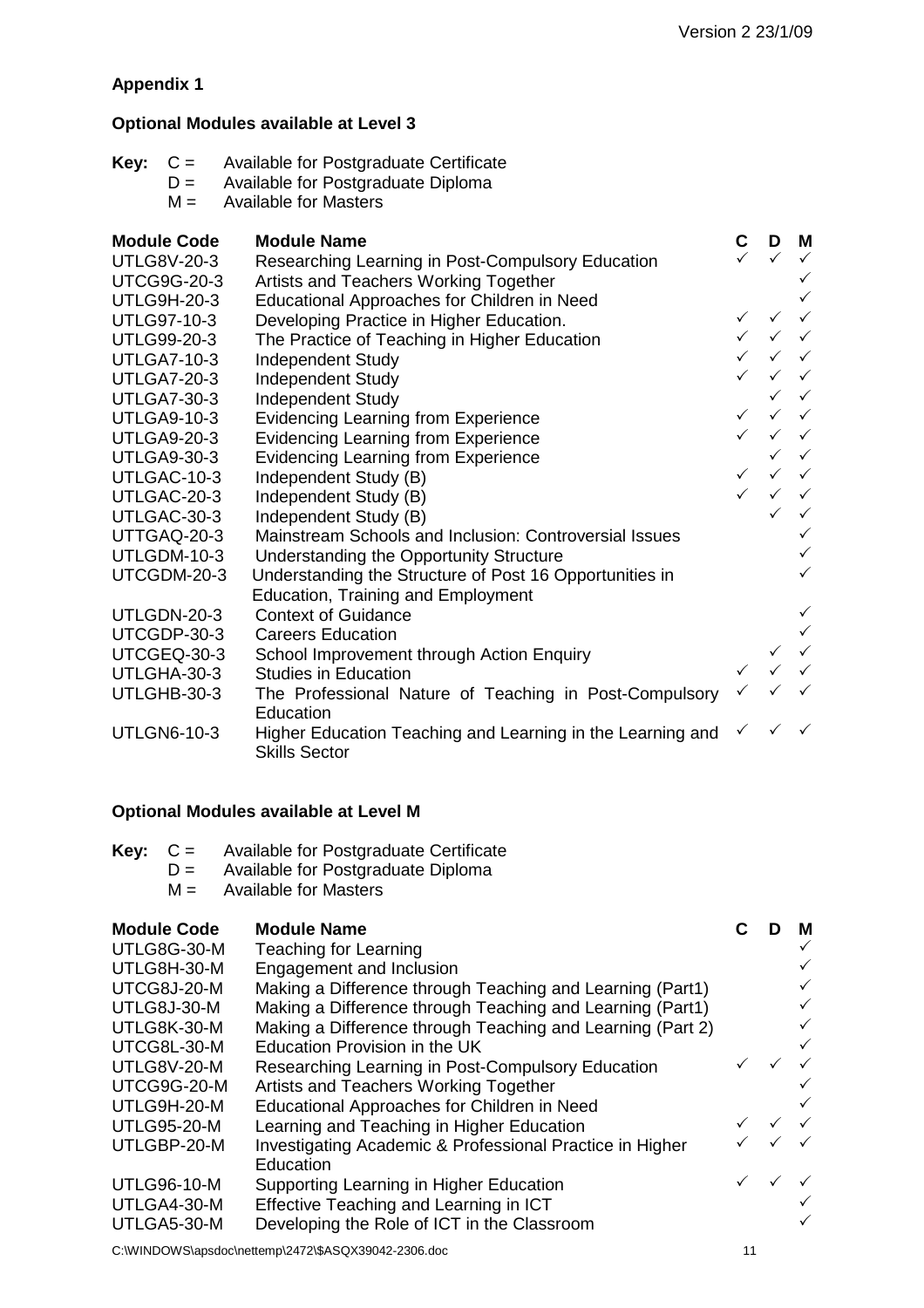Appendix 1

## Optional Modules available at Level 3

**Key:** C = Available for Postgraduate Certificate
D = Available for Postgraduate Diploma
M = Available for Masters

| Module Code | Module Name | C | D | M |
|---|---|---|---|---|
| UTLG8V-20-3 | Researching Learning in Post-Compulsory Education | ✓ | ✓ | ✓ |
| UTCG9G-20-3 | Artists and Teachers Working Together | | | ✓ |
| UTLG9H-20-3 | Educational Approaches for Children in Need | | | ✓ |
| UTLG97-10-3 | Developing Practice in Higher Education. | ✓ | ✓ | ✓ |
| UTLG99-20-3 | The Practice of Teaching in Higher Education | ✓ | ✓ | ✓ |
| UTLGA7-10-3 | Independent Study | ✓ | ✓ | ✓ |
| UTLGA7-20-3 | Independent Study | ✓ | ✓ | ✓ |
| UTLGA7-30-3 | Independent Study | | ✓ | ✓ |
| UTLGA9-10-3 | Evidencing Learning from Experience | ✓ | ✓ | ✓ |
| UTLGA9-20-3 | Evidencing Learning from Experience | ✓ | ✓ | ✓ |
| UTLGA9-30-3 | Evidencing Learning from Experience | | ✓ | ✓ |
| UTLGAC-10-3 | Independent Study (B) | ✓ | ✓ | ✓ |
| UTLGAC-20-3 | Independent Study (B) | ✓ | ✓ | ✓ |
| UTLGAC-30-3 | Independent Study (B) | | ✓ | ✓ |
| UTTGAQ-20-3 | Mainstream Schools and Inclusion: Controversial Issues | | | ✓ |
| UTLGDM-10-3 | Understanding the Opportunity Structure | | | ✓ |
| UTCGDM-20-3 | Understanding the Structure of Post 16 Opportunities in Education, Training and Employment | | | ✓ |
| UTLGDN-20-3 | Context of Guidance | | | ✓ |
| UTCGDP-30-3 | Careers Education | | | ✓ |
| UTCGEQ-30-3 | School Improvement through Action Enquiry | | ✓ | ✓ |
| UTLGHA-30-3 | Studies in Education | ✓ | ✓ | ✓ |
| UTLGHB-30-3 | The Professional Nature of Teaching in Post-Compulsory Education | ✓ | ✓ | ✓ |
| UTLGN6-10-3 | Higher Education Teaching and Learning in the Learning and Skills Sector | ✓ | ✓ | ✓ |

## Optional Modules available at Level M

**Key:** C = Available for Postgraduate Certificate
D = Available for Postgraduate Diploma
M = Available for Masters

| Module Code | Module Name | C | D | M |
|---|---|---|---|---|
| UTLG8G-30-M | Teaching for Learning | | | ✓ |
| UTLG8H-30-M | Engagement and Inclusion | | | ✓ |
| UTCG8J-20-M | Making a Difference through Teaching and Learning (Part1) | | | ✓ |
| UTLG8J-30-M | Making a Difference through Teaching and Learning (Part1) | | | ✓ |
| UTLG8K-30-M | Making a Difference through Teaching and Learning (Part 2) | | | ✓ |
| UTCG8L-30-M | Education Provision in the UK | | | ✓ |
| UTLG8V-20-M | Researching Learning in Post-Compulsory Education | ✓ | ✓ | ✓ |
| UTCG9G-20-M | Artists and Teachers Working Together | | | ✓ |
| UTLG9H-20-M | Educational Approaches for Children in Need | | | ✓ |
| UTLG95-20-M | Learning and Teaching in Higher Education | ✓ | ✓ | ✓ |
| UTLGBP-20-M | Investigating Academic & Professional Practice in Higher Education | ✓ | ✓ | ✓ |
| UTLG96-10-M | Supporting Learning in Higher Education | ✓ | ✓ | ✓ |
| UTLGA4-30-M | Effective Teaching and Learning in ICT | | | ✓ |
| UTLGA5-30-M | Developing the Role of ICT in the Classroom | | | ✓ |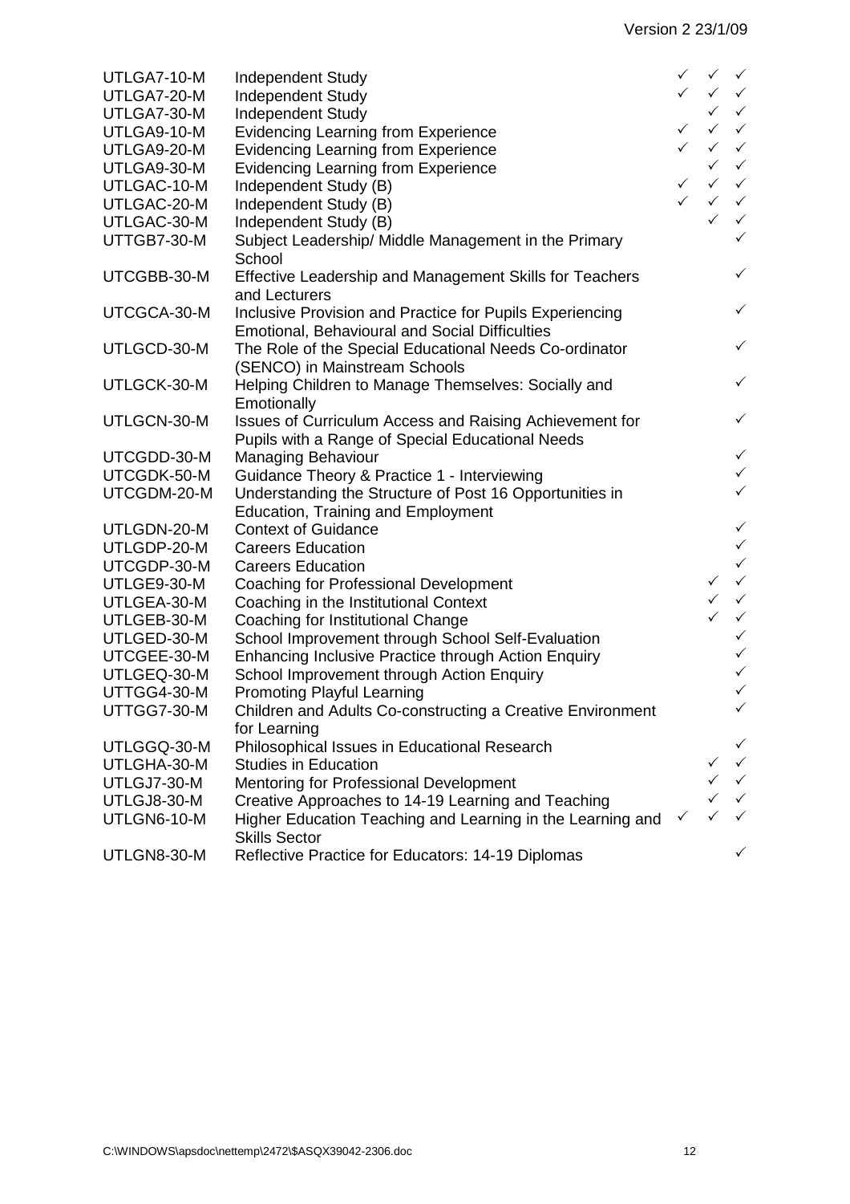| | | | | |
|---|---|---|---|---|
| UTLGA7-10-M | Independent Study | ✓ | ✓ | ✓ |
| UTLGA7-20-M | Independent Study | ✓ | ✓ | ✓ |
| UTLGA7-30-M | Independent Study | | ✓ | ✓ |
| UTLGA9-10-M | Evidencing Learning from Experience | ✓ | ✓ | ✓ |
| UTLGA9-20-M | Evidencing Learning from Experience | ✓ | ✓ | ✓ |
| UTLGA9-30-M | Evidencing Learning from Experience | | ✓ | ✓ |
| UTLGAC-10-M | Independent Study (B) | ✓ | ✓ | ✓ |
| UTLGAC-20-M | Independent Study (B) | ✓ | ✓ | ✓ |
| UTLGAC-30-M | Independent Study (B) | | ✓ | ✓ |
| UTTGB7-30-M | Subject Leadership/ Middle Management in the Primary School | | | ✓ |
| UTCGBB-30-M | Effective Leadership and Management Skills for Teachers and Lecturers | | | ✓ |
| UTCGCA-30-M | Inclusive Provision and Practice for Pupils Experiencing Emotional, Behavioural and Social Difficulties | | | ✓ |
| UTLGCD-30-M | The Role of the Special Educational Needs Co-ordinator (SENCO) in Mainstream Schools | | | ✓ |
| UTLGCK-30-M | Helping Children to Manage Themselves: Socially and Emotionally | | | ✓ |
| UTLGCN-30-M | Issues of Curriculum Access and Raising Achievement for Pupils with a Range of Special Educational Needs | | | ✓ |
| UTCGDD-30-M | Managing Behaviour | | | ✓ |
| UTCGDK-50-M | Guidance Theory & Practice 1 - Interviewing | | | ✓ |
| UTCGDM-20-M | Understanding the Structure of Post 16 Opportunities in Education, Training and Employment | | | ✓ |
| UTLGDN-20-M | Context of Guidance | | | ✓ |
| UTLGDP-20-M | Careers Education | | | ✓ |
| UTCGDP-30-M | Careers Education | | | ✓ |
| UTLGE9-30-M | Coaching for Professional Development | | ✓ | ✓ |
| UTLGEA-30-M | Coaching in the Institutional Context | | ✓ | ✓ |
| UTLGEB-30-M | Coaching for Institutional Change | | ✓ | ✓ |
| UTLGED-30-M | School Improvement through School Self-Evaluation | | | ✓ |
| UTCGEE-30-M | Enhancing Inclusive Practice through Action Enquiry | | | ✓ |
| UTLGEQ-30-M | School Improvement through Action Enquiry | | | ✓ |
| UTTGG4-30-M | Promoting Playful Learning | | | ✓ |
| UTTGG7-30-M | Children and Adults Co-constructing a Creative Environment for Learning | | | ✓ |
| UTLGGQ-30-M | Philosophical Issues in Educational Research | | | ✓ |
| UTLGHA-30-M | Studies in Education | | ✓ | ✓ |
| UTLGJ7-30-M | Mentoring for Professional Development | | ✓ | ✓ |
| UTLGJ8-30-M | Creative Approaches to 14-19 Learning and Teaching | | ✓ | ✓ |
| UTLGN6-10-M | Higher Education Teaching and Learning in the Learning and Skills Sector | ✓ | ✓ | ✓ |
| UTLGN8-30-M | Reflective Practice for Educators: 14-19 Diplomas | | | ✓ |